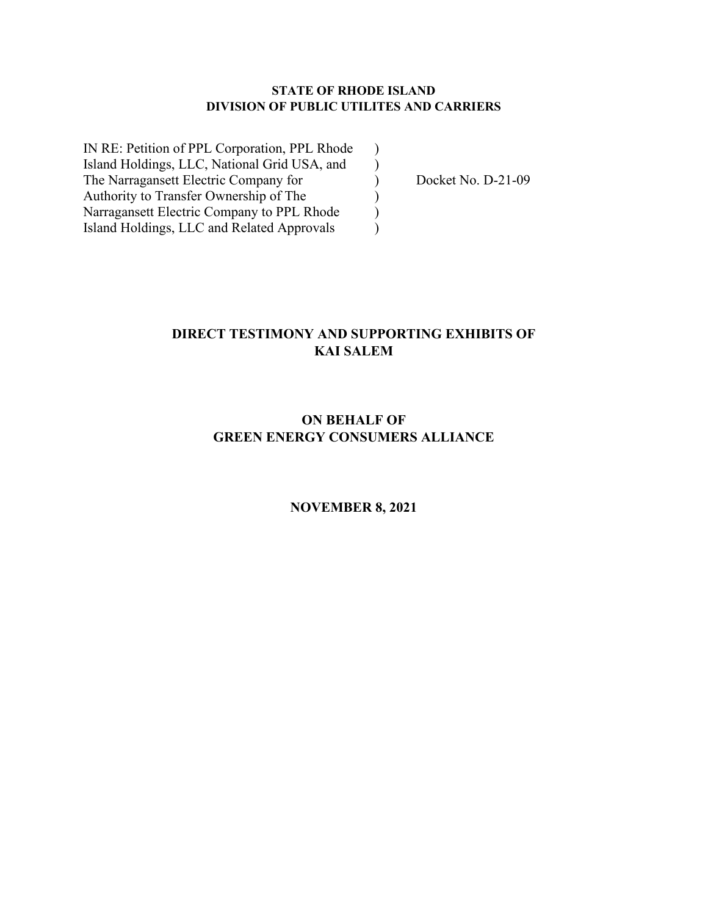**STATE OF RHODE ISLAND**
**DIVISION OF PUBLIC UTILITES AND CARRIERS**

| | | |
|---|---|---|
| IN RE: Petition of PPL Corporation, PPL Rhode Island Holdings, LLC, National Grid USA, and The Narragansett Electric Company for Authority to Transfer Ownership of The Narragansett Electric Company to PPL Rhode Island Holdings, LLC and Related Approvals | ) ) ) ) ) ) | Docket No. D-21-09 |

# DIRECT TESTIMONY AND SUPPORTING EXHIBITS OF KAI SALEM

## ON BEHALF OF GREEN ENERGY CONSUMERS ALLIANCE

**NOVEMBER 8, 2021**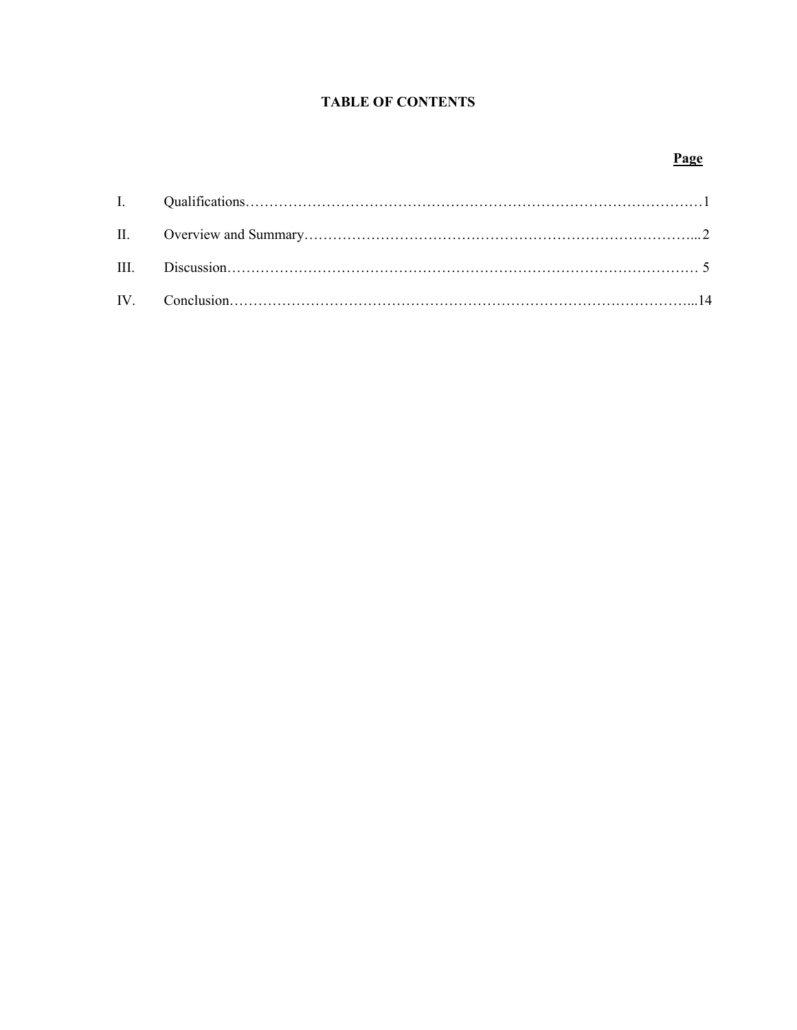## TABLE OF CONTENTS

| | | Page |
|---|---|---|
| I. | Qualifications | 1 |
| II. | Overview and Summary | 2 |
| III. | Discussion | 5 |
| IV. | Conclusion | 14 |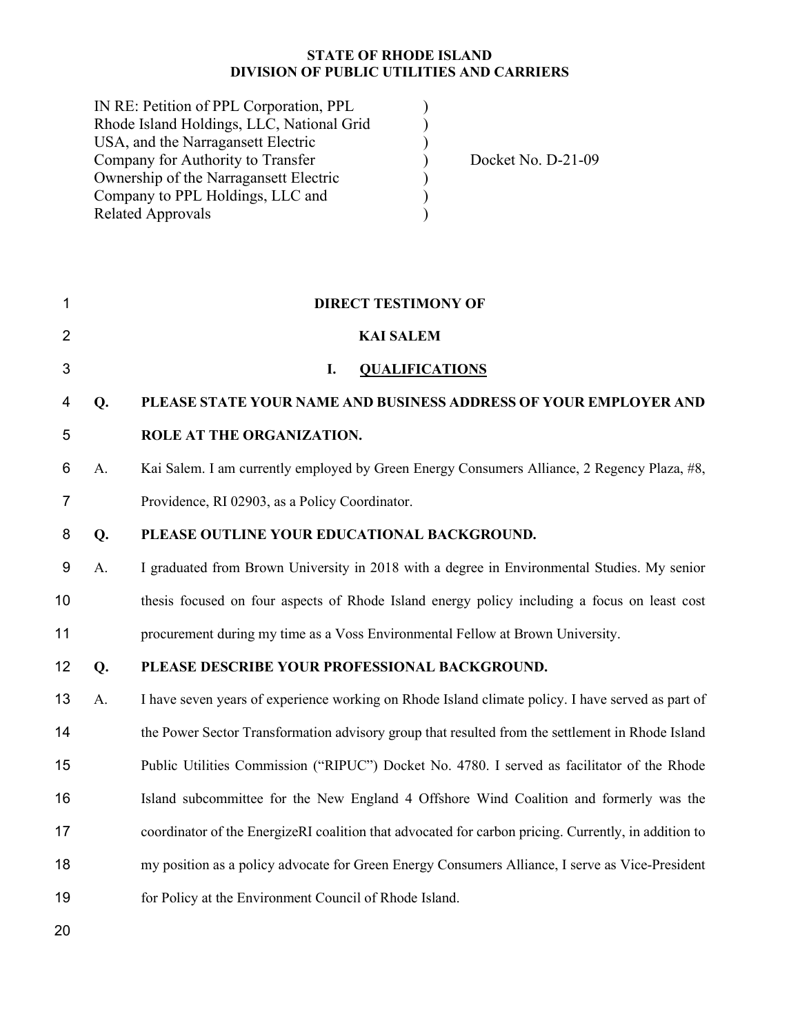**STATE OF RHODE ISLAND**
**DIVISION OF PUBLIC UTILITIES AND CARRIERS**

| | |
|---|---|
| IN RE: Petition of PPL Corporation, PPL Rhode Island Holdings, LLC, National Grid USA, and the Narragansett Electric Company for Authority to Transfer Ownership of the Narragansett Electric Company to PPL Holdings, LLC and Related Approvals | Docket No. D-21-09 |

**DIRECT TESTIMONY OF**

**KAI SALEM**

## I. QUALIFICATIONS

**Q. PLEASE STATE YOUR NAME AND BUSINESS ADDRESS OF YOUR EMPLOYER AND ROLE AT THE ORGANIZATION.**

A. Kai Salem. I am currently employed by Green Energy Consumers Alliance, 2 Regency Plaza, #8, Providence, RI 02903, as a Policy Coordinator.

**Q. PLEASE OUTLINE YOUR EDUCATIONAL BACKGROUND.**

A. I graduated from Brown University in 2018 with a degree in Environmental Studies. My senior thesis focused on four aspects of Rhode Island energy policy including a focus on least cost procurement during my time as a Voss Environmental Fellow at Brown University.

**Q. PLEASE DESCRIBE YOUR PROFESSIONAL BACKGROUND.**

A. I have seven years of experience working on Rhode Island climate policy. I have served as part of the Power Sector Transformation advisory group that resulted from the settlement in Rhode Island Public Utilities Commission ("RIPUC") Docket No. 4780. I served as facilitator of the Rhode Island subcommittee for the New England 4 Offshore Wind Coalition and formerly was the coordinator of the EnergizeRI coalition that advocated for carbon pricing. Currently, in addition to my position as a policy advocate for Green Energy Consumers Alliance, I serve as Vice-President for Policy at the Environment Council of Rhode Island.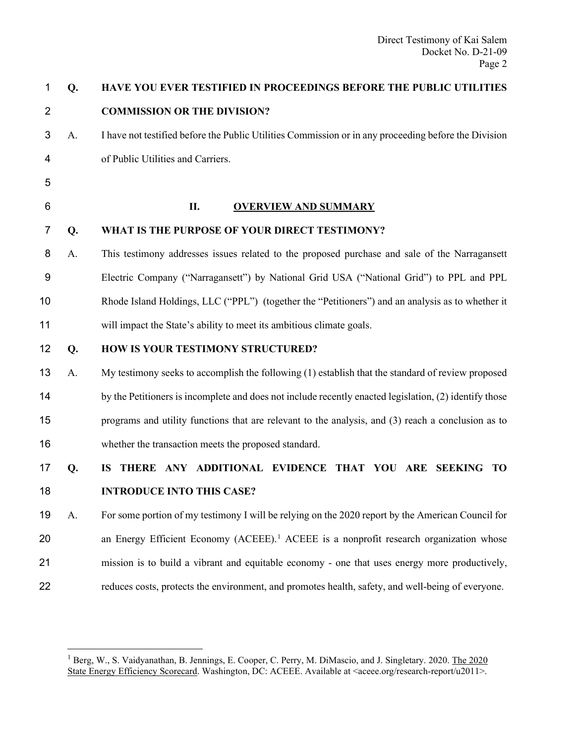**Q. HAVE YOU EVER TESTIFIED IN PROCEEDINGS BEFORE THE PUBLIC UTILITIES COMMISSION OR THE DIVISION?**

A. I have not testified before the Public Utilities Commission or in any proceeding before the Division of Public Utilities and Carriers.

## II. OVERVIEW AND SUMMARY

**Q. WHAT IS THE PURPOSE OF YOUR DIRECT TESTIMONY?**

A. This testimony addresses issues related to the proposed purchase and sale of the Narragansett Electric Company ("Narragansett") by National Grid USA ("National Grid") to PPL and PPL Rhode Island Holdings, LLC ("PPL") (together the "Petitioners") and an analysis as to whether it will impact the State's ability to meet its ambitious climate goals.

**Q. HOW IS YOUR TESTIMONY STRUCTURED?**

A. My testimony seeks to accomplish the following (1) establish that the standard of review proposed by the Petitioners is incomplete and does not include recently enacted legislation, (2) identify those programs and utility functions that are relevant to the analysis, and (3) reach a conclusion as to whether the transaction meets the proposed standard.

**Q. IS THERE ANY ADDITIONAL EVIDENCE THAT YOU ARE SEEKING TO INTRODUCE INTO THIS CASE?**

A. For some portion of my testimony I will be relying on the 2020 report by the American Council for an Energy Efficient Economy (ACEEE).[1] ACEEE is a nonprofit research organization whose mission is to build a vibrant and equitable economy - one that uses energy more productively, reduces costs, protects the environment, and promotes health, safety, and well-being of everyone.

---

[1] Berg, W., S. Vaidyanathan, B. Jennings, E. Cooper, C. Perry, M. DiMascio, and J. Singletary. 2020. The 2020 State Energy Efficiency Scorecard. Washington, DC: ACEEE. Available at <aceee.org/research-report/u2011>.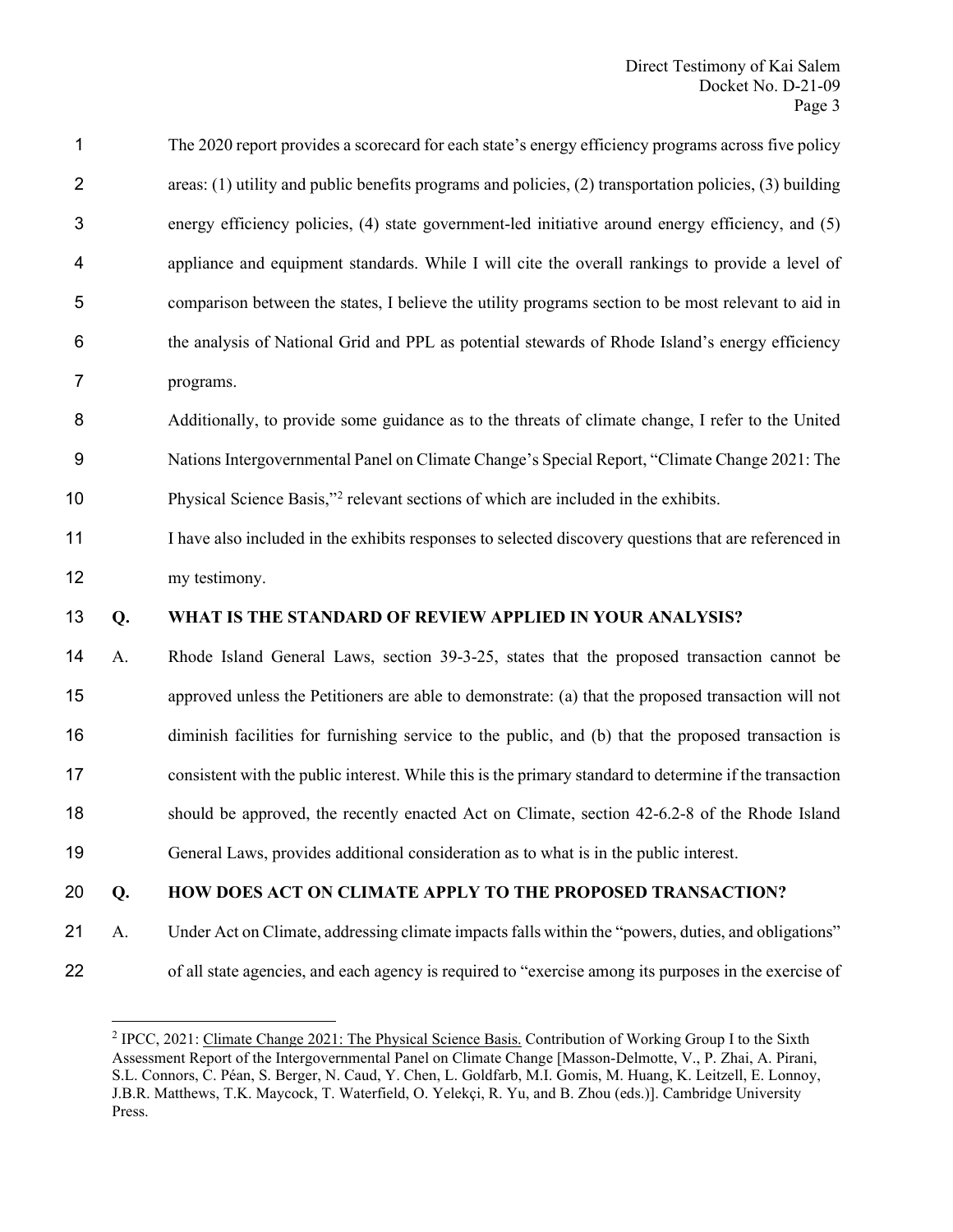The 2020 report provides a scorecard for each state's energy efficiency programs across five policy areas: (1) utility and public benefits programs and policies, (2) transportation policies, (3) building energy efficiency policies, (4) state government-led initiative around energy efficiency, and (5) appliance and equipment standards. While I will cite the overall rankings to provide a level of comparison between the states, I believe the utility programs section to be most relevant to aid in the analysis of National Grid and PPL as potential stewards of Rhode Island's energy efficiency programs.

Additionally, to provide some guidance as to the threats of climate change, I refer to the United Nations Intergovernmental Panel on Climate Change's Special Report, "Climate Change 2021: The Physical Science Basis,"[2] relevant sections of which are included in the exhibits.

I have also included in the exhibits responses to selected discovery questions that are referenced in my testimony.

**Q. WHAT IS THE STANDARD OF REVIEW APPLIED IN YOUR ANALYSIS?**

A. Rhode Island General Laws, section 39-3-25, states that the proposed transaction cannot be approved unless the Petitioners are able to demonstrate: (a) that the proposed transaction will not diminish facilities for furnishing service to the public, and (b) that the proposed transaction is consistent with the public interest. While this is the primary standard to determine if the transaction should be approved, the recently enacted Act on Climate, section 42-6.2-8 of the Rhode Island General Laws, provides additional consideration as to what is in the public interest.

**Q. HOW DOES ACT ON CLIMATE APPLY TO THE PROPOSED TRANSACTION?**

A. Under Act on Climate, addressing climate impacts falls within the "powers, duties, and obligations" of all state agencies, and each agency is required to "exercise among its purposes in the exercise of

---

[2] IPCC, 2021: Climate Change 2021: The Physical Science Basis. Contribution of Working Group I to the Sixth Assessment Report of the Intergovernmental Panel on Climate Change [Masson-Delmotte, V., P. Zhai, A. Pirani, S.L. Connors, C. Péan, S. Berger, N. Caud, Y. Chen, L. Goldfarb, M.I. Gomis, M. Huang, K. Leitzell, E. Lonnoy, J.B.R. Matthews, T.K. Maycock, T. Waterfield, O. Yelekçi, R. Yu, and B. Zhou (eds.)]. Cambridge University Press.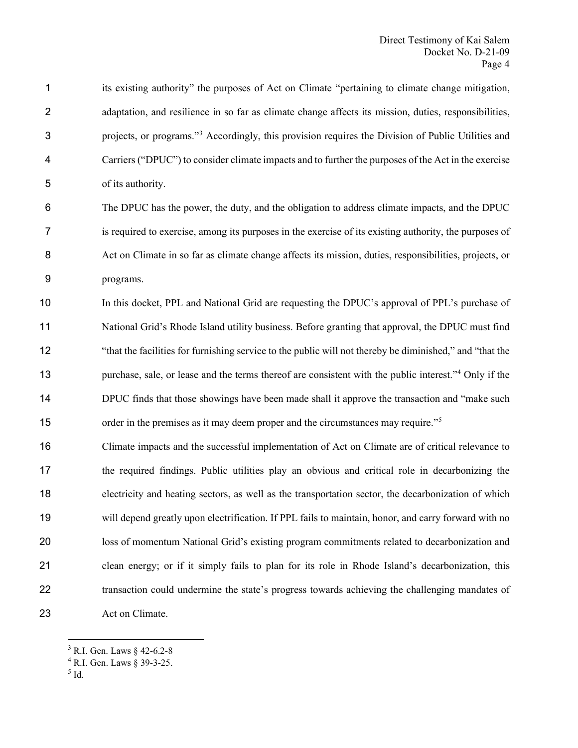its existing authority" the purposes of Act on Climate "pertaining to climate change mitigation, adaptation, and resilience in so far as climate change affects its mission, duties, responsibilities, projects, or programs."[3] Accordingly, this provision requires the Division of Public Utilities and Carriers ("DPUC") to consider climate impacts and to further the purposes of the Act in the exercise of its authority.

The DPUC has the power, the duty, and the obligation to address climate impacts, and the DPUC is required to exercise, among its purposes in the exercise of its existing authority, the purposes of Act on Climate in so far as climate change affects its mission, duties, responsibilities, projects, or programs.

In this docket, PPL and National Grid are requesting the DPUC's approval of PPL's purchase of National Grid's Rhode Island utility business. Before granting that approval, the DPUC must find "that the facilities for furnishing service to the public will not thereby be diminished," and "that the purchase, sale, or lease and the terms thereof are consistent with the public interest."[4] Only if the DPUC finds that those showings have been made shall it approve the transaction and "make such order in the premises as it may deem proper and the circumstances may require."[5]

Climate impacts and the successful implementation of Act on Climate are of critical relevance to the required findings. Public utilities play an obvious and critical role in decarbonizing the electricity and heating sectors, as well as the transportation sector, the decarbonization of which will depend greatly upon electrification. If PPL fails to maintain, honor, and carry forward with no loss of momentum National Grid's existing program commitments related to decarbonization and clean energy; or if it simply fails to plan for its role in Rhode Island's decarbonization, this transaction could undermine the state's progress towards achieving the challenging mandates of Act on Climate.

---

[3] R.I. Gen. Laws § 42-6.2-8

[4] R.I. Gen. Laws § 39-3-25.

[5] Id.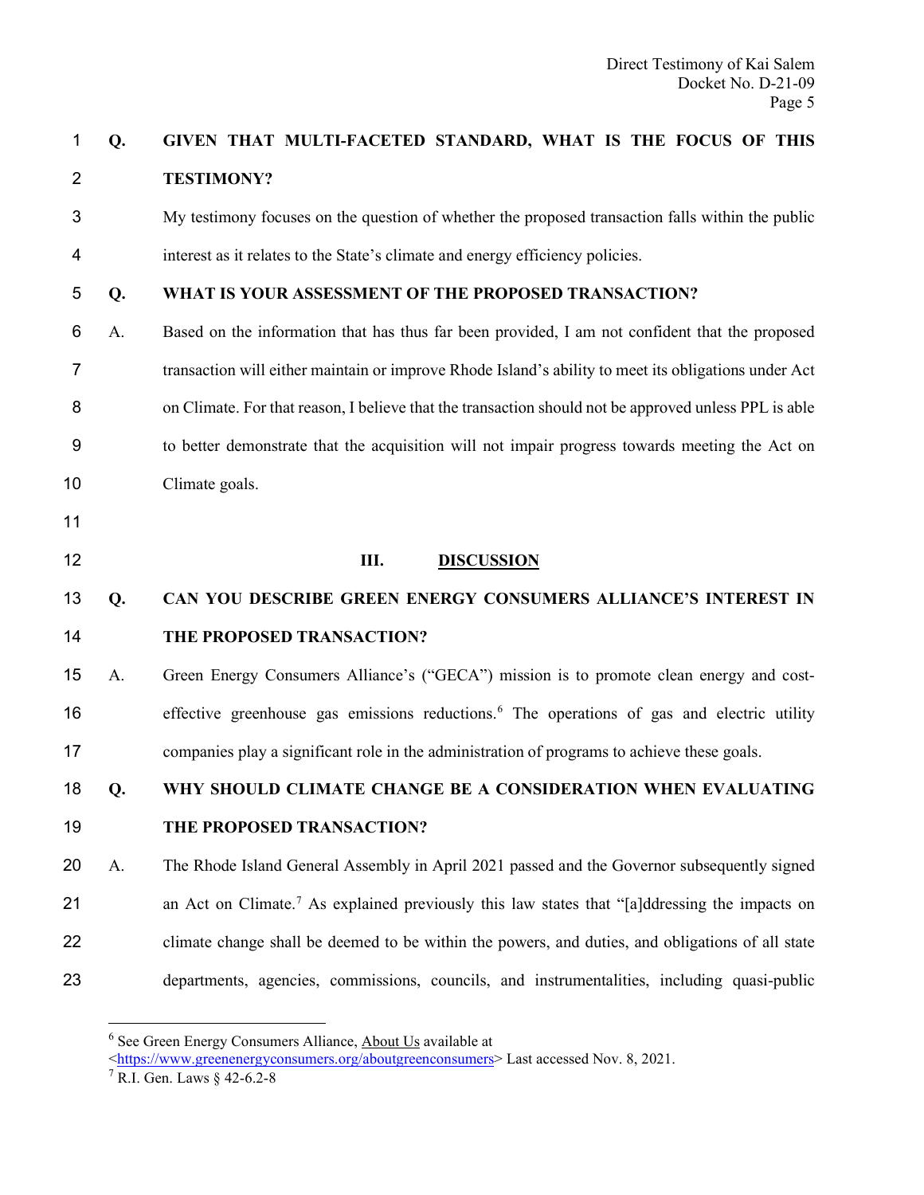**Q. GIVEN THAT MULTI-FACETED STANDARD, WHAT IS THE FOCUS OF THIS TESTIMONY?**

My testimony focuses on the question of whether the proposed transaction falls within the public interest as it relates to the State's climate and energy efficiency policies.

**Q. WHAT IS YOUR ASSESSMENT OF THE PROPOSED TRANSACTION?**

A. Based on the information that has thus far been provided, I am not confident that the proposed transaction will either maintain or improve Rhode Island's ability to meet its obligations under Act on Climate. For that reason, I believe that the transaction should not be approved unless PPL is able to better demonstrate that the acquisition will not impair progress towards meeting the Act on Climate goals.

## III. DISCUSSION

**Q. CAN YOU DESCRIBE GREEN ENERGY CONSUMERS ALLIANCE'S INTEREST IN THE PROPOSED TRANSACTION?**

A. Green Energy Consumers Alliance's ("GECA") mission is to promote clean energy and cost-effective greenhouse gas emissions reductions.[6] The operations of gas and electric utility companies play a significant role in the administration of programs to achieve these goals.

**Q. WHY SHOULD CLIMATE CHANGE BE A CONSIDERATION WHEN EVALUATING THE PROPOSED TRANSACTION?**

A. The Rhode Island General Assembly in April 2021 passed and the Governor subsequently signed an Act on Climate.[7] As explained previously this law states that "[a]ddressing the impacts on climate change shall be deemed to be within the powers, and duties, and obligations of all state departments, agencies, commissions, councils, and instrumentalities, including quasi-public

---

[6] See Green Energy Consumers Alliance, About Us available at <https://www.greenenergyconsumers.org/aboutgreenconsumers> Last accessed Nov. 8, 2021.

[7] R.I. Gen. Laws § 42-6.2-8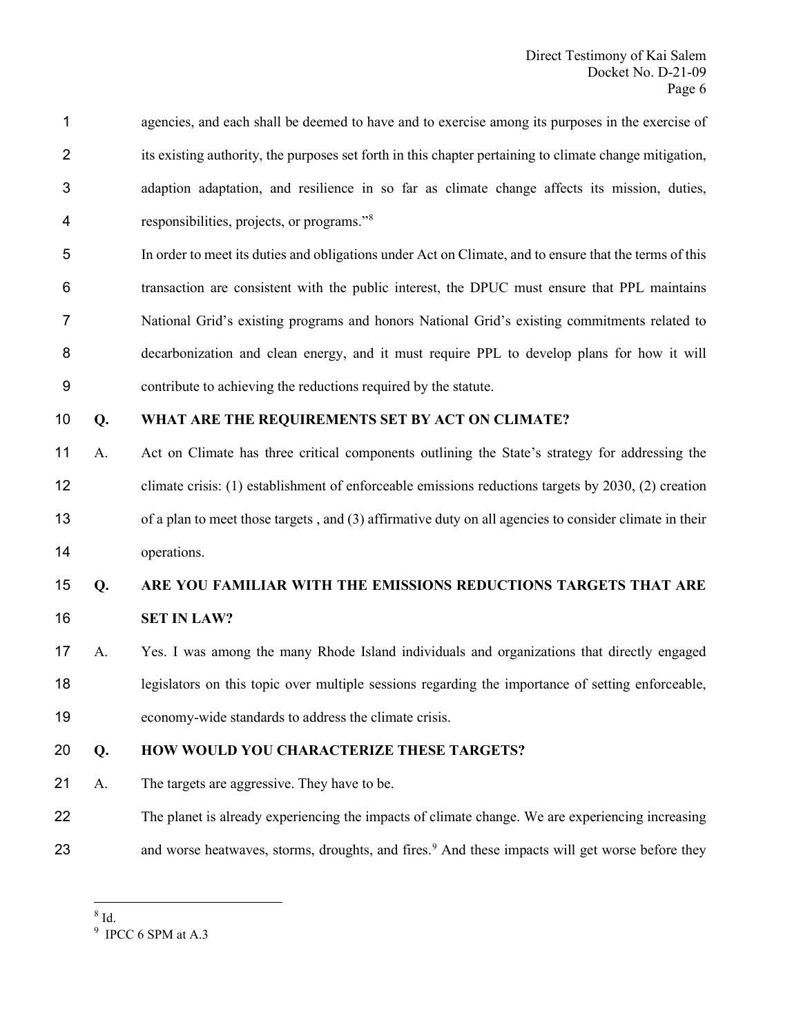agencies, and each shall be deemed to have and to exercise among its purposes in the exercise of its existing authority, the purposes set forth in this chapter pertaining to climate change mitigation, adaption adaptation, and resilience in so far as climate change affects its mission, duties, responsibilities, projects, or programs."[8]

In order to meet its duties and obligations under Act on Climate, and to ensure that the terms of this transaction are consistent with the public interest, the DPUC must ensure that PPL maintains National Grid's existing programs and honors National Grid's existing commitments related to decarbonization and clean energy, and it must require PPL to develop plans for how it will contribute to achieving the reductions required by the statute.

**Q. WHAT ARE THE REQUIREMENTS SET BY ACT ON CLIMATE?**

A. Act on Climate has three critical components outlining the State's strategy for addressing the climate crisis: (1) establishment of enforceable emissions reductions targets by 2030, (2) creation of a plan to meet those targets , and (3) affirmative duty on all agencies to consider climate in their operations.

**Q. ARE YOU FAMILIAR WITH THE EMISSIONS REDUCTIONS TARGETS THAT ARE SET IN LAW?**

A. Yes. I was among the many Rhode Island individuals and organizations that directly engaged legislators on this topic over multiple sessions regarding the importance of setting enforceable, economy-wide standards to address the climate crisis.

**Q. HOW WOULD YOU CHARACTERIZE THESE TARGETS?**

A. The targets are aggressive. They have to be.

The planet is already experiencing the impacts of climate change. We are experiencing increasing and worse heatwaves, storms, droughts, and fires.[9] And these impacts will get worse before they

---

[8] Id.

[9] IPCC 6 SPM at A.3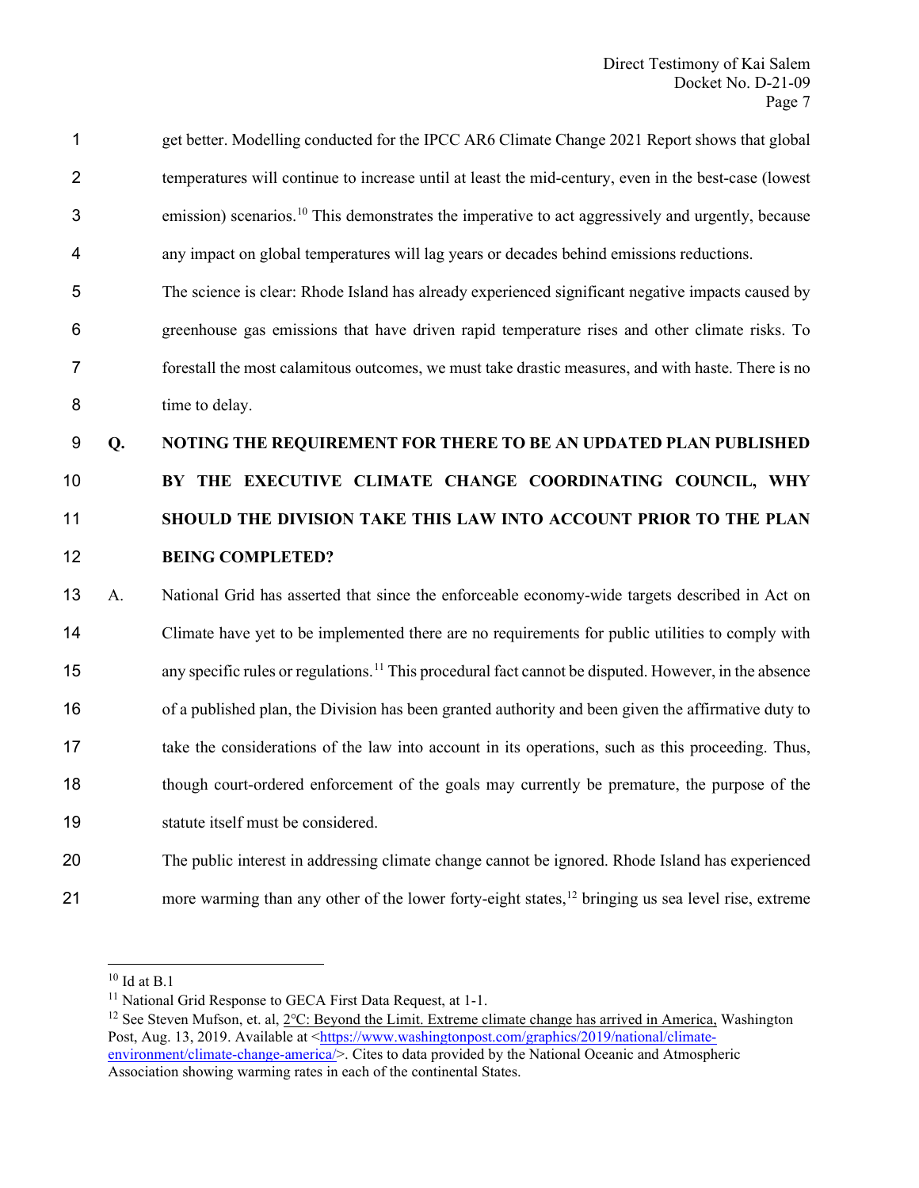get better. Modelling conducted for the IPCC AR6 Climate Change 2021 Report shows that global temperatures will continue to increase until at least the mid-century, even in the best-case (lowest emission) scenarios.[10] This demonstrates the imperative to act aggressively and urgently, because any impact on global temperatures will lag years or decades behind emissions reductions.

The science is clear: Rhode Island has already experienced significant negative impacts caused by greenhouse gas emissions that have driven rapid temperature rises and other climate risks. To forestall the most calamitous outcomes, we must take drastic measures, and with haste. There is no time to delay.

**Q. NOTING THE REQUIREMENT FOR THERE TO BE AN UPDATED PLAN PUBLISHED BY THE EXECUTIVE CLIMATE CHANGE COORDINATING COUNCIL, WHY SHOULD THE DIVISION TAKE THIS LAW INTO ACCOUNT PRIOR TO THE PLAN BEING COMPLETED?**

A. National Grid has asserted that since the enforceable economy-wide targets described in Act on Climate have yet to be implemented there are no requirements for public utilities to comply with any specific rules or regulations.[11] This procedural fact cannot be disputed. However, in the absence of a published plan, the Division has been granted authority and been given the affirmative duty to take the considerations of the law into account in its operations, such as this proceeding. Thus, though court-ordered enforcement of the goals may currently be premature, the purpose of the statute itself must be considered.

The public interest in addressing climate change cannot be ignored. Rhode Island has experienced more warming than any other of the lower forty-eight states,[12] bringing us sea level rise, extreme

---

[10] Id at B.1

[11] National Grid Response to GECA First Data Request, at 1-1.

[12] See Steven Mufson, et. al, 2°C: Beyond the Limit. Extreme climate change has arrived in America, Washington Post, Aug. 13, 2019. Available at <https://www.washingtonpost.com/graphics/2019/national/climate-environment/climate-change-america/>. Cites to data provided by the National Oceanic and Atmospheric Association showing warming rates in each of the continental States.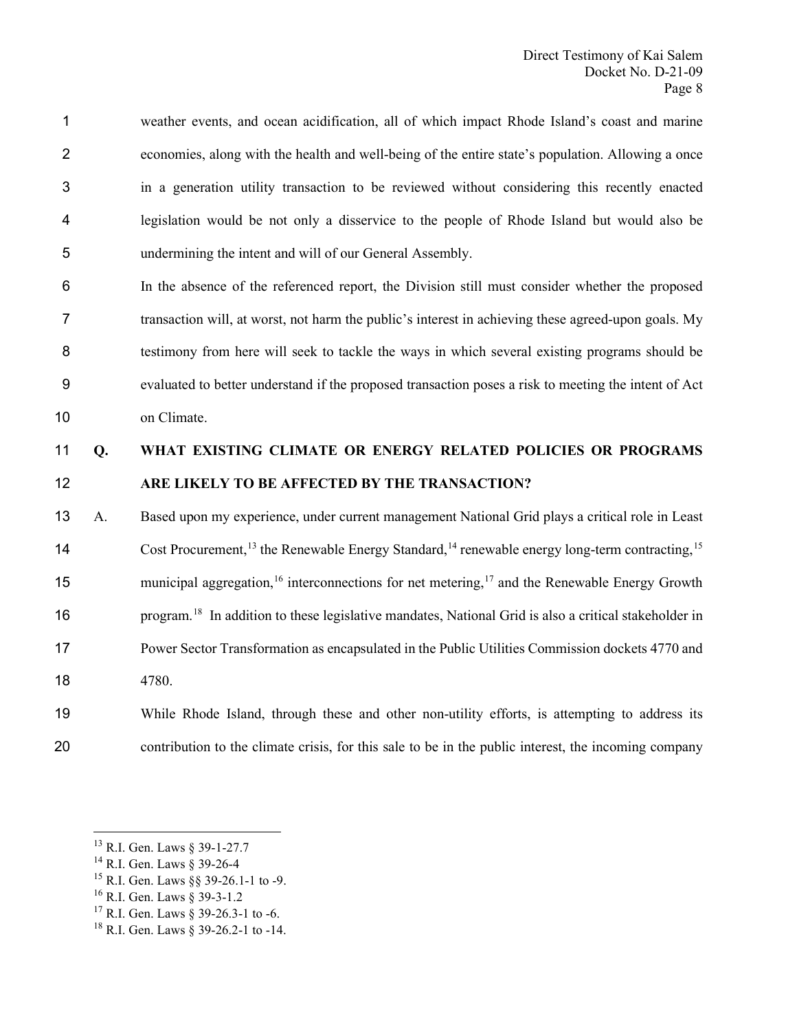weather events, and ocean acidification, all of which impact Rhode Island's coast and marine economies, along with the health and well-being of the entire state's population. Allowing a once in a generation utility transaction to be reviewed without considering this recently enacted legislation would be not only a disservice to the people of Rhode Island but would also be undermining the intent and will of our General Assembly.

In the absence of the referenced report, the Division still must consider whether the proposed transaction will, at worst, not harm the public's interest in achieving these agreed-upon goals. My testimony from here will seek to tackle the ways in which several existing programs should be evaluated to better understand if the proposed transaction poses a risk to meeting the intent of Act on Climate.

**Q. WHAT EXISTING CLIMATE OR ENERGY RELATED POLICIES OR PROGRAMS ARE LIKELY TO BE AFFECTED BY THE TRANSACTION?**

A. Based upon my experience, under current management National Grid plays a critical role in Least Cost Procurement,[13] the Renewable Energy Standard,[14] renewable energy long-term contracting,[15] municipal aggregation,[16] interconnections for net metering,[17] and the Renewable Energy Growth program.[18] In addition to these legislative mandates, National Grid is also a critical stakeholder in Power Sector Transformation as encapsulated in the Public Utilities Commission dockets 4770 and 4780.

While Rhode Island, through these and other non-utility efforts, is attempting to address its contribution to the climate crisis, for this sale to be in the public interest, the incoming company

---

[13] R.I. Gen. Laws § 39-1-27.7

[14] R.I. Gen. Laws § 39-26-4

[15] R.I. Gen. Laws §§ 39-26.1-1 to -9.

[16] R.I. Gen. Laws § 39-3-1.2

[17] R.I. Gen. Laws § 39-26.3-1 to -6.

[18] R.I. Gen. Laws § 39-26.2-1 to -14.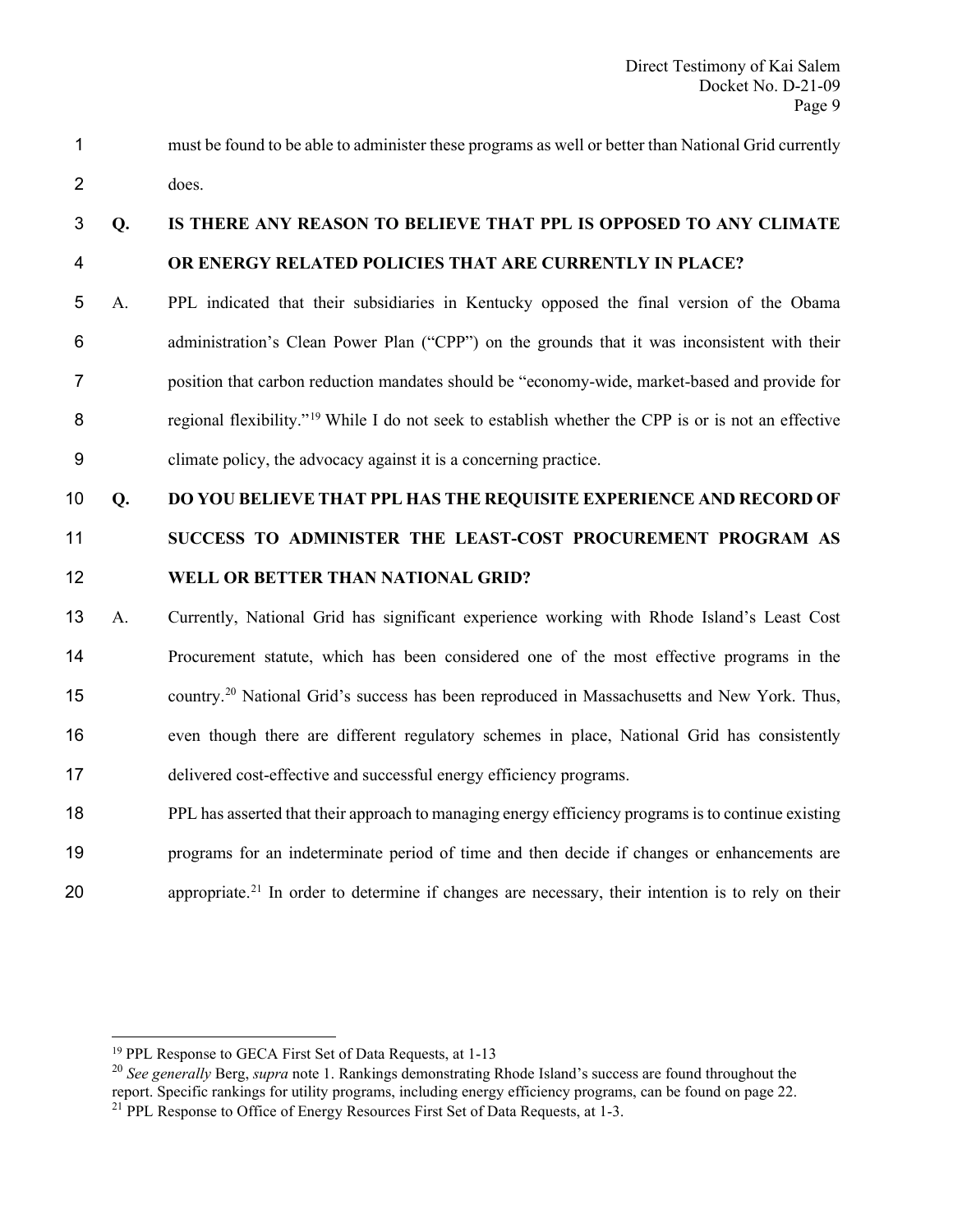must be found to be able to administer these programs as well or better than National Grid currently does.

**Q. IS THERE ANY REASON TO BELIEVE THAT PPL IS OPPOSED TO ANY CLIMATE OR ENERGY RELATED POLICIES THAT ARE CURRENTLY IN PLACE?**

A. PPL indicated that their subsidiaries in Kentucky opposed the final version of the Obama administration's Clean Power Plan ("CPP") on the grounds that it was inconsistent with their position that carbon reduction mandates should be "economy-wide, market-based and provide for regional flexibility."[19] While I do not seek to establish whether the CPP is or is not an effective climate policy, the advocacy against it is a concerning practice.

**Q. DO YOU BELIEVE THAT PPL HAS THE REQUISITE EXPERIENCE AND RECORD OF SUCCESS TO ADMINISTER THE LEAST-COST PROCUREMENT PROGRAM AS WELL OR BETTER THAN NATIONAL GRID?**

A. Currently, National Grid has significant experience working with Rhode Island's Least Cost Procurement statute, which has been considered one of the most effective programs in the country.[20] National Grid's success has been reproduced in Massachusetts and New York. Thus, even though there are different regulatory schemes in place, National Grid has consistently delivered cost-effective and successful energy efficiency programs.

PPL has asserted that their approach to managing energy efficiency programs is to continue existing programs for an indeterminate period of time and then decide if changes or enhancements are appropriate.[21] In order to determine if changes are necessary, their intention is to rely on their

---

[19] PPL Response to GECA First Set of Data Requests, at 1-13

[20] *See generally* Berg, *supra* note 1. Rankings demonstrating Rhode Island's success are found throughout the report. Specific rankings for utility programs, including energy efficiency programs, can be found on page 22.

[21] PPL Response to Office of Energy Resources First Set of Data Requests, at 1-3.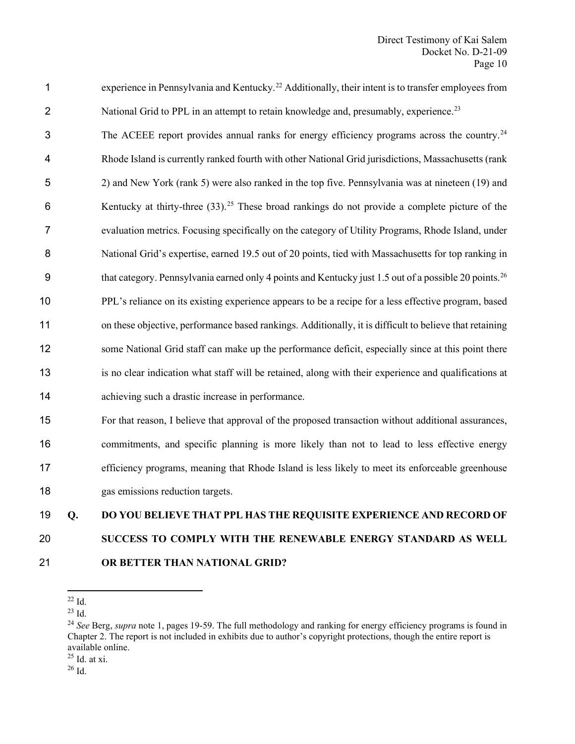experience in Pennsylvania and Kentucky.[22] Additionally, their intent is to transfer employees from National Grid to PPL in an attempt to retain knowledge and, presumably, experience.[23]

The ACEEE report provides annual ranks for energy efficiency programs across the country.[24] Rhode Island is currently ranked fourth with other National Grid jurisdictions, Massachusetts (rank 2) and New York (rank 5) were also ranked in the top five. Pennsylvania was at nineteen (19) and Kentucky at thirty-three (33).[25] These broad rankings do not provide a complete picture of the evaluation metrics. Focusing specifically on the category of Utility Programs, Rhode Island, under National Grid's expertise, earned 19.5 out of 20 points, tied with Massachusetts for top ranking in that category. Pennsylvania earned only 4 points and Kentucky just 1.5 out of a possible 20 points.[26] PPL's reliance on its existing experience appears to be a recipe for a less effective program, based on these objective, performance based rankings. Additionally, it is difficult to believe that retaining some National Grid staff can make up the performance deficit, especially since at this point there is no clear indication what staff will be retained, along with their experience and qualifications at achieving such a drastic increase in performance.

For that reason, I believe that approval of the proposed transaction without additional assurances, commitments, and specific planning is more likely than not to lead to less effective energy efficiency programs, meaning that Rhode Island is less likely to meet its enforceable greenhouse gas emissions reduction targets.

**Q. DO YOU BELIEVE THAT PPL HAS THE REQUISITE EXPERIENCE AND RECORD OF SUCCESS TO COMPLY WITH THE RENEWABLE ENERGY STANDARD AS WELL OR BETTER THAN NATIONAL GRID?**

---

[22] Id.

[23] Id.

[24] *See* Berg, *supra* note 1, pages 19-59. The full methodology and ranking for energy efficiency programs is found in Chapter 2. The report is not included in exhibits due to author's copyright protections, though the entire report is available online.

[25] Id. at xi.

[26] Id.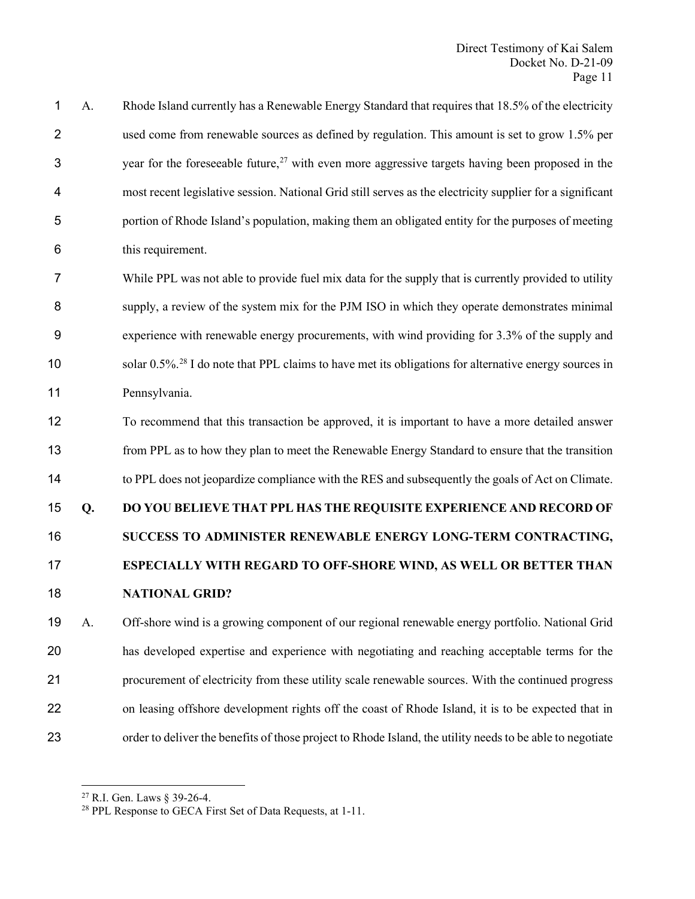A. Rhode Island currently has a Renewable Energy Standard that requires that 18.5% of the electricity used come from renewable sources as defined by regulation. This amount is set to grow 1.5% per year for the foreseeable future,[27] with even more aggressive targets having been proposed in the most recent legislative session. National Grid still serves as the electricity supplier for a significant portion of Rhode Island's population, making them an obligated entity for the purposes of meeting this requirement.

While PPL was not able to provide fuel mix data for the supply that is currently provided to utility supply, a review of the system mix for the PJM ISO in which they operate demonstrates minimal experience with renewable energy procurements, with wind providing for 3.3% of the supply and solar 0.5%.[28] I do note that PPL claims to have met its obligations for alternative energy sources in Pennsylvania.

To recommend that this transaction be approved, it is important to have a more detailed answer from PPL as to how they plan to meet the Renewable Energy Standard to ensure that the transition to PPL does not jeopardize compliance with the RES and subsequently the goals of Act on Climate.

**Q. DO YOU BELIEVE THAT PPL HAS THE REQUISITE EXPERIENCE AND RECORD OF SUCCESS TO ADMINISTER RENEWABLE ENERGY LONG-TERM CONTRACTING, ESPECIALLY WITH REGARD TO OFF-SHORE WIND, AS WELL OR BETTER THAN NATIONAL GRID?**

A. Off-shore wind is a growing component of our regional renewable energy portfolio. National Grid has developed expertise and experience with negotiating and reaching acceptable terms for the procurement of electricity from these utility scale renewable sources. With the continued progress on leasing offshore development rights off the coast of Rhode Island, it is to be expected that in order to deliver the benefits of those project to Rhode Island, the utility needs to be able to negotiate

---

[27] R.I. Gen. Laws § 39-26-4.

[28] PPL Response to GECA First Set of Data Requests, at 1-11.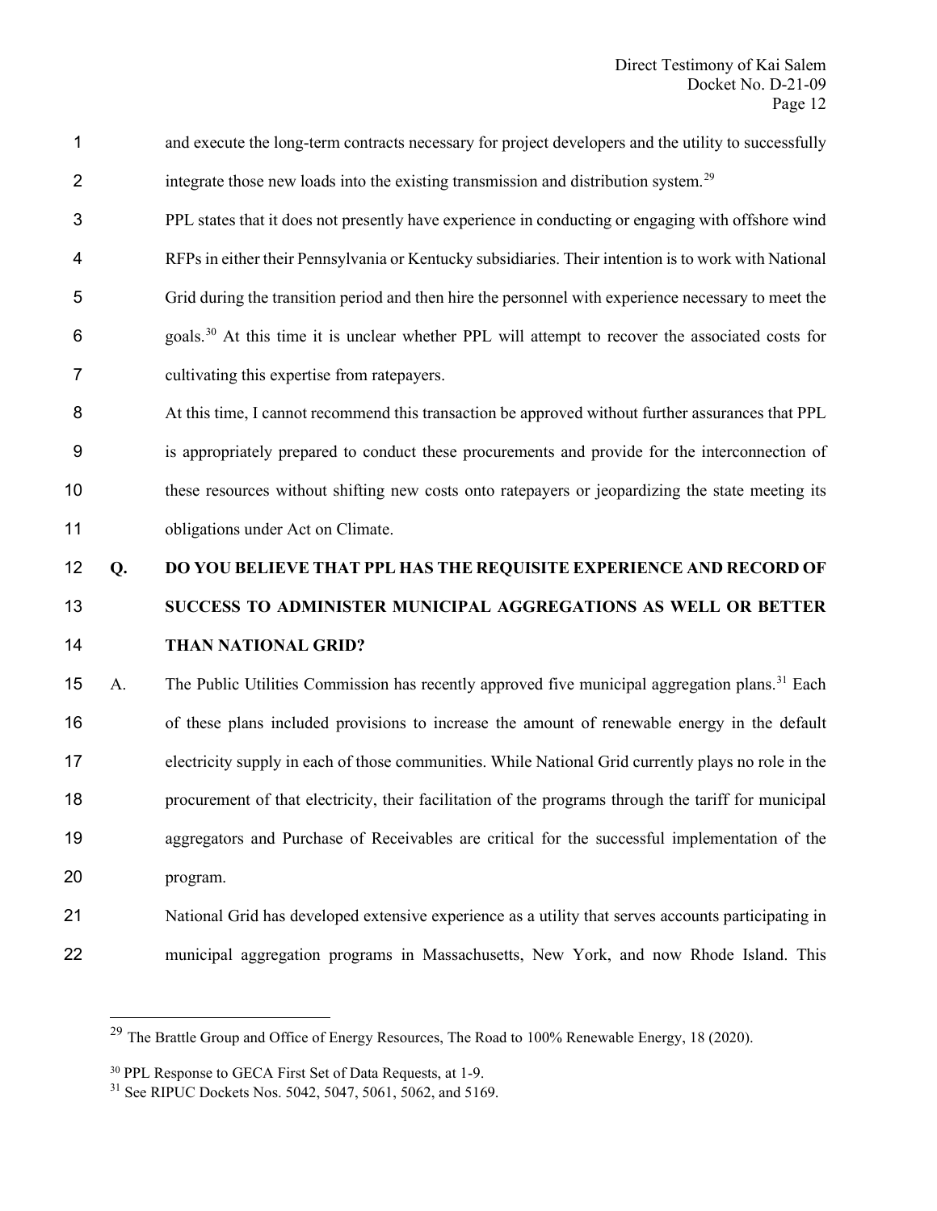and execute the long-term contracts necessary for project developers and the utility to successfully integrate those new loads into the existing transmission and distribution system.[29]

PPL states that it does not presently have experience in conducting or engaging with offshore wind RFPs in either their Pennsylvania or Kentucky subsidiaries. Their intention is to work with National Grid during the transition period and then hire the personnel with experience necessary to meet the goals.[30] At this time it is unclear whether PPL will attempt to recover the associated costs for cultivating this expertise from ratepayers.

At this time, I cannot recommend this transaction be approved without further assurances that PPL is appropriately prepared to conduct these procurements and provide for the interconnection of these resources without shifting new costs onto ratepayers or jeopardizing the state meeting its obligations under Act on Climate.

**Q. DO YOU BELIEVE THAT PPL HAS THE REQUISITE EXPERIENCE AND RECORD OF SUCCESS TO ADMINISTER MUNICIPAL AGGREGATIONS AS WELL OR BETTER THAN NATIONAL GRID?**

A. The Public Utilities Commission has recently approved five municipal aggregation plans.[31] Each of these plans included provisions to increase the amount of renewable energy in the default electricity supply in each of those communities. While National Grid currently plays no role in the procurement of that electricity, their facilitation of the programs through the tariff for municipal aggregators and Purchase of Receivables are critical for the successful implementation of the program.

National Grid has developed extensive experience as a utility that serves accounts participating in municipal aggregation programs in Massachusetts, New York, and now Rhode Island. This

---

[29] The Brattle Group and Office of Energy Resources, The Road to 100% Renewable Energy, 18 (2020).

[30] PPL Response to GECA First Set of Data Requests, at 1-9.

[31] See RIPUC Dockets Nos. 5042, 5047, 5061, 5062, and 5169.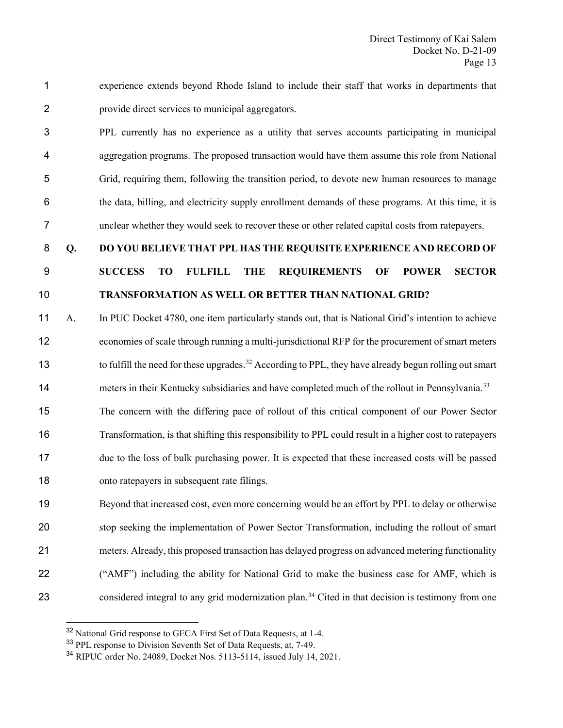experience extends beyond Rhode Island to include their staff that works in departments that provide direct services to municipal aggregators.

PPL currently has no experience as a utility that serves accounts participating in municipal aggregation programs. The proposed transaction would have them assume this role from National Grid, requiring them, following the transition period, to devote new human resources to manage the data, billing, and electricity supply enrollment demands of these programs. At this time, it is unclear whether they would seek to recover these or other related capital costs from ratepayers.

**Q. DO YOU BELIEVE THAT PPL HAS THE REQUISITE EXPERIENCE AND RECORD OF SUCCESS TO FULFILL THE REQUIREMENTS OF POWER SECTOR TRANSFORMATION AS WELL OR BETTER THAN NATIONAL GRID?**

A. In PUC Docket 4780, one item particularly stands out, that is National Grid's intention to achieve economies of scale through running a multi-jurisdictional RFP for the procurement of smart meters to fulfill the need for these upgrades.[32] According to PPL, they have already begun rolling out smart meters in their Kentucky subsidiaries and have completed much of the rollout in Pennsylvania.[33] The concern with the differing pace of rollout of this critical component of our Power Sector Transformation, is that shifting this responsibility to PPL could result in a higher cost to ratepayers due to the loss of bulk purchasing power. It is expected that these increased costs will be passed onto ratepayers in subsequent rate filings.

Beyond that increased cost, even more concerning would be an effort by PPL to delay or otherwise stop seeking the implementation of Power Sector Transformation, including the rollout of smart meters. Already, this proposed transaction has delayed progress on advanced metering functionality ("AMF") including the ability for National Grid to make the business case for AMF, which is considered integral to any grid modernization plan.[34] Cited in that decision is testimony from one

---

[32] National Grid response to GECA First Set of Data Requests, at 1-4.

[33] PPL response to Division Seventh Set of Data Requests, at, 7-49.

[34] RIPUC order No. 24089, Docket Nos. 5113-5114, issued July 14, 2021.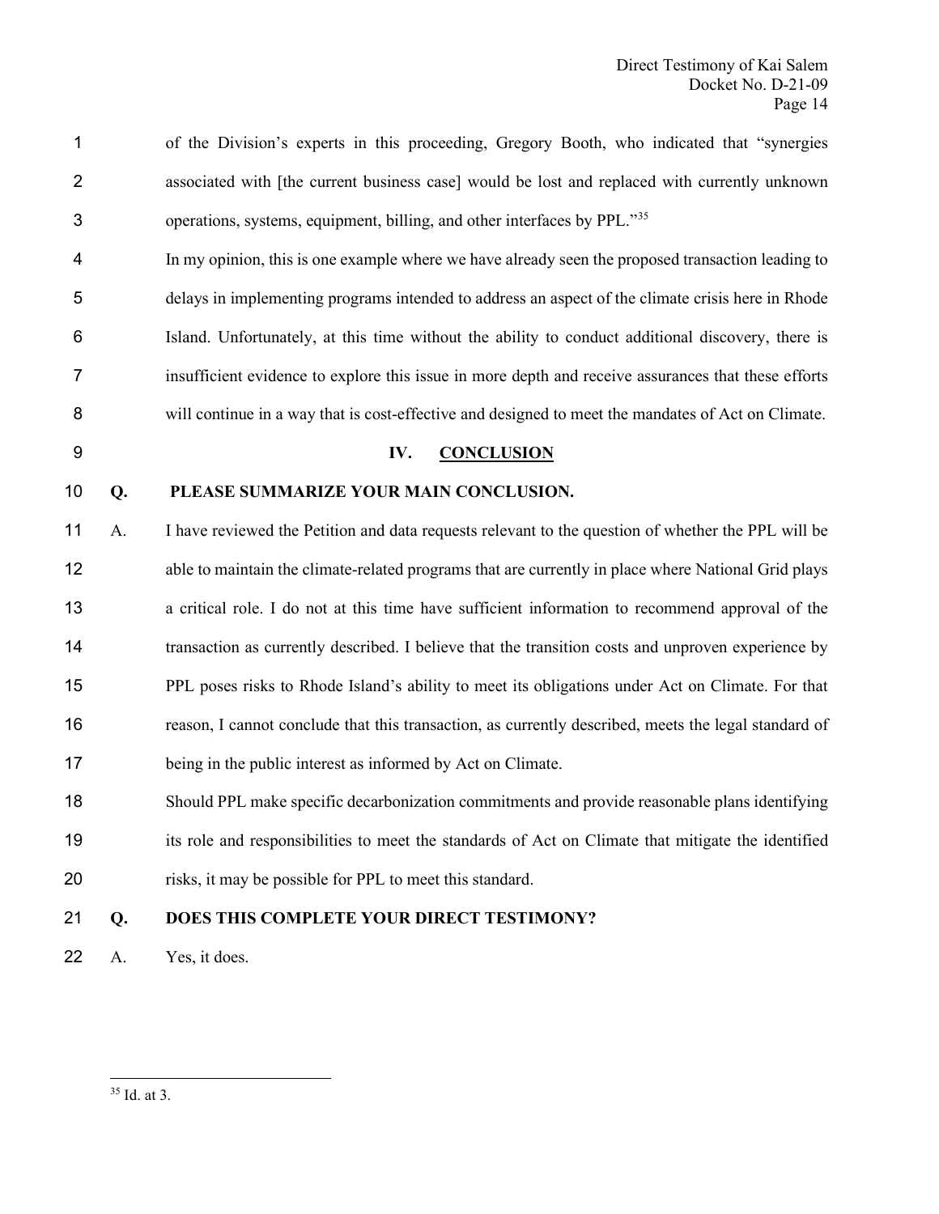of the Division's experts in this proceeding, Gregory Booth, who indicated that "synergies associated with [the current business case] would be lost and replaced with currently unknown operations, systems, equipment, billing, and other interfaces by PPL."[35]

In my opinion, this is one example where we have already seen the proposed transaction leading to delays in implementing programs intended to address an aspect of the climate crisis here in Rhode Island. Unfortunately, at this time without the ability to conduct additional discovery, there is insufficient evidence to explore this issue in more depth and receive assurances that these efforts will continue in a way that is cost-effective and designed to meet the mandates of Act on Climate.

## IV. CONCLUSION

**Q. PLEASE SUMMARIZE YOUR MAIN CONCLUSION.**

A. I have reviewed the Petition and data requests relevant to the question of whether the PPL will be able to maintain the climate-related programs that are currently in place where National Grid plays a critical role. I do not at this time have sufficient information to recommend approval of the transaction as currently described. I believe that the transition costs and unproven experience by PPL poses risks to Rhode Island's ability to meet its obligations under Act on Climate. For that reason, I cannot conclude that this transaction, as currently described, meets the legal standard of being in the public interest as informed by Act on Climate.

Should PPL make specific decarbonization commitments and provide reasonable plans identifying its role and responsibilities to meet the standards of Act on Climate that mitigate the identified risks, it may be possible for PPL to meet this standard.

**Q. DOES THIS COMPLETE YOUR DIRECT TESTIMONY?**

A. Yes, it does.

---

[35] Id. at 3.